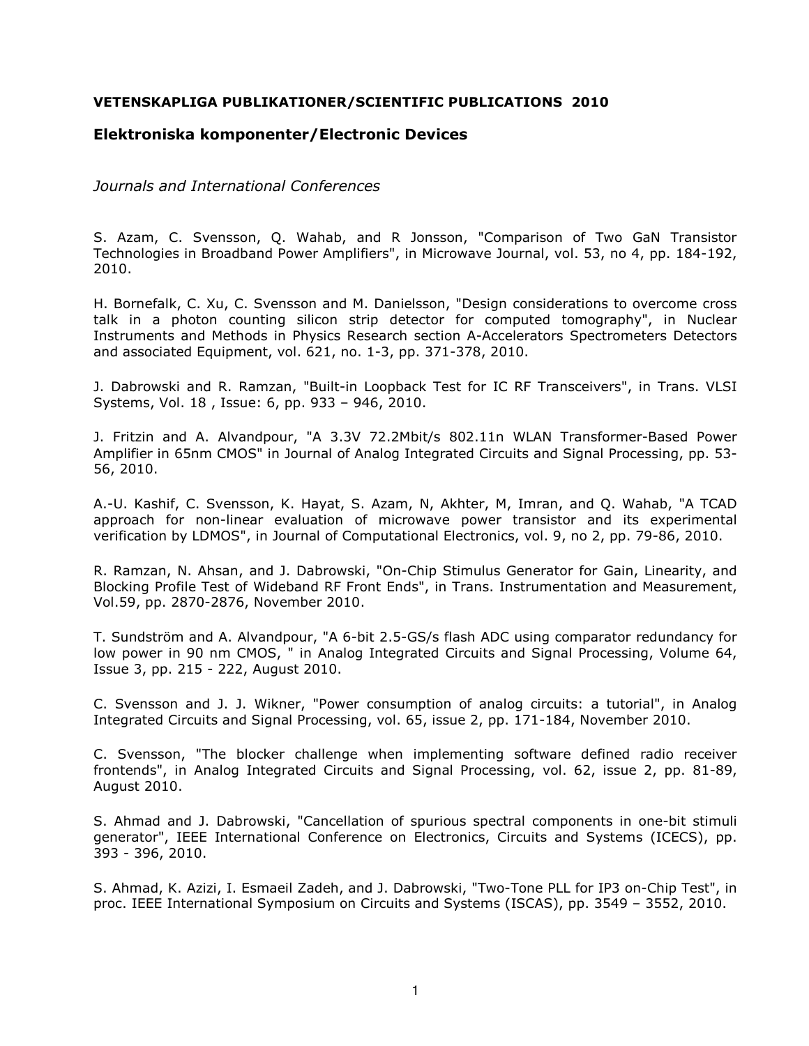**VETENSKAPLIGA PUBLIKATIONER/SCIENTIFIC PUBLICATIONS 2010**

## Elektroniska komponenter/Electronic Devices

*Journals and International Conferences*

S. Azam, C. Svensson, Q. Wahab, and R Jonsson, "Comparison of Two GaN Transistor Technologies in Broadband Power Amplifiers", in Microwave Journal, vol. 53, no 4, pp. 184-192, 2010.

H. Bornefalk, C. Xu, C. Svensson and M. Danielsson, "Design considerations to overcome cross talk in a photon counting silicon strip detector for computed tomography", in Nuclear Instruments and Methods in Physics Research section A-Accelerators Spectrometers Detectors and associated Equipment, vol. 621, no. 1-3, pp. 371-378, 2010.

J. Dabrowski and R. Ramzan, "Built-in Loopback Test for IC RF Transceivers", in Trans. VLSI Systems, Vol. 18 , Issue: 6, pp. 933 – 946, 2010.

J. Fritzin and A. Alvandpour, "A 3.3V 72.2Mbit/s 802.11n WLAN Transformer-Based Power Amplifier in 65nm CMOS" in Journal of Analog Integrated Circuits and Signal Processing, pp. 53-56, 2010.

A.-U. Kashif, C. Svensson, K. Hayat, S. Azam, N, Akhter, M, Imran, and Q. Wahab, "A TCAD approach for non-linear evaluation of microwave power transistor and its experimental verification by LDMOS", in Journal of Computational Electronics, vol. 9, no 2, pp. 79-86, 2010.

R. Ramzan, N. Ahsan, and J. Dabrowski, "On-Chip Stimulus Generator for Gain, Linearity, and Blocking Profile Test of Wideband RF Front Ends", in Trans. Instrumentation and Measurement, Vol.59, pp. 2870-2876, November 2010.

T. Sundström and A. Alvandpour, "A 6-bit 2.5-GS/s flash ADC using comparator redundancy for low power in 90 nm CMOS, " in Analog Integrated Circuits and Signal Processing, Volume 64, Issue 3, pp. 215 - 222, August 2010.

C. Svensson and J. J. Wikner, "Power consumption of analog circuits: a tutorial", in Analog Integrated Circuits and Signal Processing, vol. 65, issue 2, pp. 171-184, November 2010.

C. Svensson, "The blocker challenge when implementing software defined radio receiver frontends", in Analog Integrated Circuits and Signal Processing, vol. 62, issue 2, pp. 81-89, August 2010.

S. Ahmad and J. Dabrowski, "Cancellation of spurious spectral components in one-bit stimuli generator", IEEE International Conference on Electronics, Circuits and Systems (ICECS), pp. 393 - 396, 2010.

S. Ahmad, K. Azizi, I. Esmaeil Zadeh, and J. Dabrowski, "Two-Tone PLL for IP3 on-Chip Test", in proc. IEEE International Symposium on Circuits and Systems (ISCAS), pp. 3549 – 3552, 2010.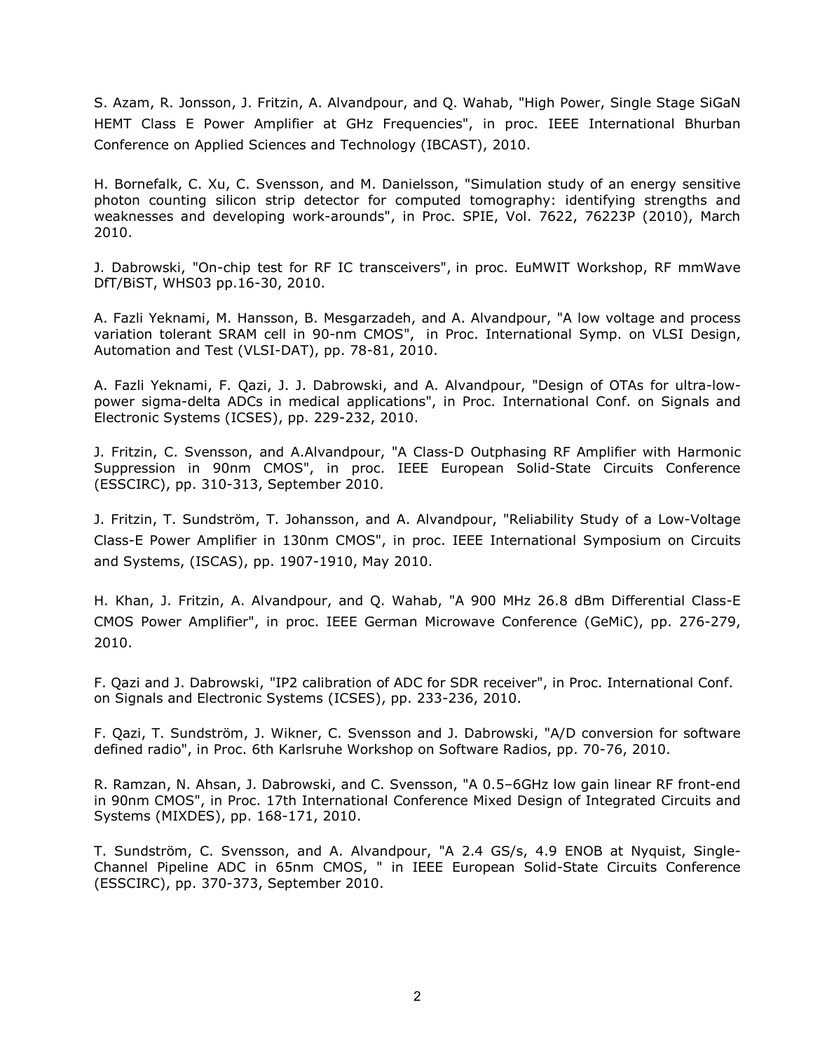S. Azam, R. Jonsson, J. Fritzin, A. Alvandpour, and Q. Wahab, "High Power, Single Stage SiGaN HEMT Class E Power Amplifier at GHz Frequencies", in proc. IEEE International Bhurban Conference on Applied Sciences and Technology (IBCAST), 2010.

H. Bornefalk, C. Xu, C. Svensson, and M. Danielsson, "Simulation study of an energy sensitive photon counting silicon strip detector for computed tomography: identifying strengths and weaknesses and developing work-arounds", in Proc. SPIE, Vol. 7622, 76223P (2010), March 2010.

J. Dabrowski, "On-chip test for RF IC transceivers", in proc. EuMWIT Workshop, RF mmWave DfT/BiST, WHS03 pp.16-30, 2010.

A. Fazli Yeknami, M. Hansson, B. Mesgarzadeh, and A. Alvandpour, "A low voltage and process variation tolerant SRAM cell in 90-nm CMOS", in Proc. International Symp. on VLSI Design, Automation and Test (VLSI-DAT), pp. 78-81, 2010.

A. Fazli Yeknami, F. Qazi, J. J. Dabrowski, and A. Alvandpour, "Design of OTAs for ultra-low-power sigma-delta ADCs in medical applications", in Proc. International Conf. on Signals and Electronic Systems (ICSES), pp. 229-232, 2010.

J. Fritzin, C. Svensson, and A.Alvandpour, "A Class-D Outphasing RF Amplifier with Harmonic Suppression in 90nm CMOS", in proc. IEEE European Solid-State Circuits Conference (ESSCIRC), pp. 310-313, September 2010.

J. Fritzin, T. Sundström, T. Johansson, and A. Alvandpour, "Reliability Study of a Low-Voltage Class-E Power Amplifier in 130nm CMOS", in proc. IEEE International Symposium on Circuits and Systems, (ISCAS), pp. 1907-1910, May 2010.

H. Khan, J. Fritzin, A. Alvandpour, and Q. Wahab, "A 900 MHz 26.8 dBm Differential Class-E CMOS Power Amplifier", in proc. IEEE German Microwave Conference (GeMiC), pp. 276-279, 2010.

F. Qazi and J. Dabrowski, "IP2 calibration of ADC for SDR receiver", in Proc. International Conf. on Signals and Electronic Systems (ICSES), pp. 233-236, 2010.

F. Qazi, T. Sundström, J. Wikner, C. Svensson and J. Dabrowski, "A/D conversion for software defined radio", in Proc. 6th Karlsruhe Workshop on Software Radios, pp. 70-76, 2010.

R. Ramzan, N. Ahsan, J. Dabrowski, and C. Svensson, "A 0.5–6GHz low gain linear RF front-end in 90nm CMOS", in Proc. 17th International Conference Mixed Design of Integrated Circuits and Systems (MIXDES), pp. 168-171, 2010.

T. Sundström, C. Svensson, and A. Alvandpour, "A 2.4 GS/s, 4.9 ENOB at Nyquist, Single-Channel Pipeline ADC in 65nm CMOS, " in IEEE European Solid-State Circuits Conference (ESSCIRC), pp. 370-373, September 2010.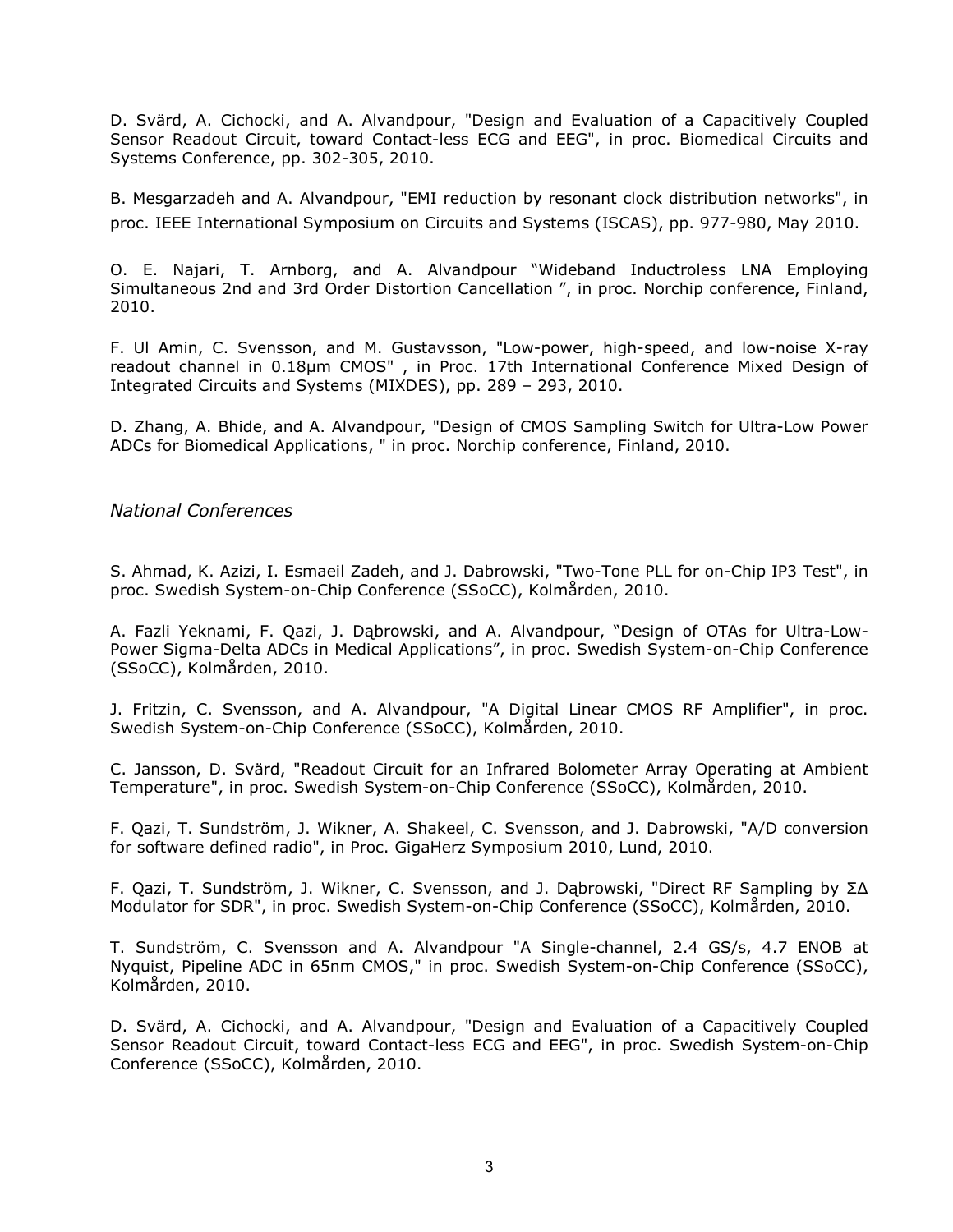D. Svärd, A. Cichocki, and A. Alvandpour, "Design and Evaluation of a Capacitively Coupled Sensor Readout Circuit, toward Contact-less ECG and EEG", in proc. Biomedical Circuits and Systems Conference, pp. 302-305, 2010.

B. Mesgarzadeh and A. Alvandpour, "EMI reduction by resonant clock distribution networks", in proc. IEEE International Symposium on Circuits and Systems (ISCAS), pp. 977-980, May 2010.

O. E. Najari, T. Arnborg, and A. Alvandpour "Wideband Inductroless LNA Employing Simultaneous 2nd and 3rd Order Distortion Cancellation ", in proc. Norchip conference, Finland, 2010.

F. Ul Amin, C. Svensson, and M. Gustavsson, "Low-power, high-speed, and low-noise X-ray readout channel in 0.18µm CMOS" , in Proc. 17th International Conference Mixed Design of Integrated Circuits and Systems (MIXDES), pp. 289 – 293, 2010.

D. Zhang, A. Bhide, and A. Alvandpour, "Design of CMOS Sampling Switch for Ultra-Low Power ADCs for Biomedical Applications, " in proc. Norchip conference, Finland, 2010.

*National Conferences*

S. Ahmad, K. Azizi, I. Esmaeil Zadeh, and J. Dabrowski, "Two-Tone PLL for on-Chip IP3 Test", in proc. Swedish System-on-Chip Conference (SSoCC), Kolmården, 2010.

A. Fazli Yeknami, F. Qazi, J. Dąbrowski, and A. Alvandpour, "Design of OTAs for Ultra-Low-Power Sigma-Delta ADCs in Medical Applications", in proc. Swedish System-on-Chip Conference (SSoCC), Kolmården, 2010.

J. Fritzin, C. Svensson, and A. Alvandpour, "A Digital Linear CMOS RF Amplifier", in proc. Swedish System-on-Chip Conference (SSoCC), Kolmården, 2010.

C. Jansson, D. Svärd, "Readout Circuit for an Infrared Bolometer Array Operating at Ambient Temperature", in proc. Swedish System-on-Chip Conference (SSoCC), Kolmården, 2010.

F. Qazi, T. Sundström, J. Wikner, A. Shakeel, C. Svensson, and J. Dabrowski, "A/D conversion for software defined radio", in Proc. GigaHerz Symposium 2010, Lund, 2010.

F. Qazi, T. Sundström, J. Wikner, C. Svensson, and J. Dąbrowski, "Direct RF Sampling by ΣΔ Modulator for SDR", in proc. Swedish System-on-Chip Conference (SSoCC), Kolmården, 2010.

T. Sundström, C. Svensson and A. Alvandpour "A Single-channel, 2.4 GS/s, 4.7 ENOB at Nyquist, Pipeline ADC in 65nm CMOS," in proc. Swedish System-on-Chip Conference (SSoCC), Kolmården, 2010.

D. Svärd, A. Cichocki, and A. Alvandpour, "Design and Evaluation of a Capacitively Coupled Sensor Readout Circuit, toward Contact-less ECG and EEG", in proc. Swedish System-on-Chip Conference (SSoCC), Kolmården, 2010.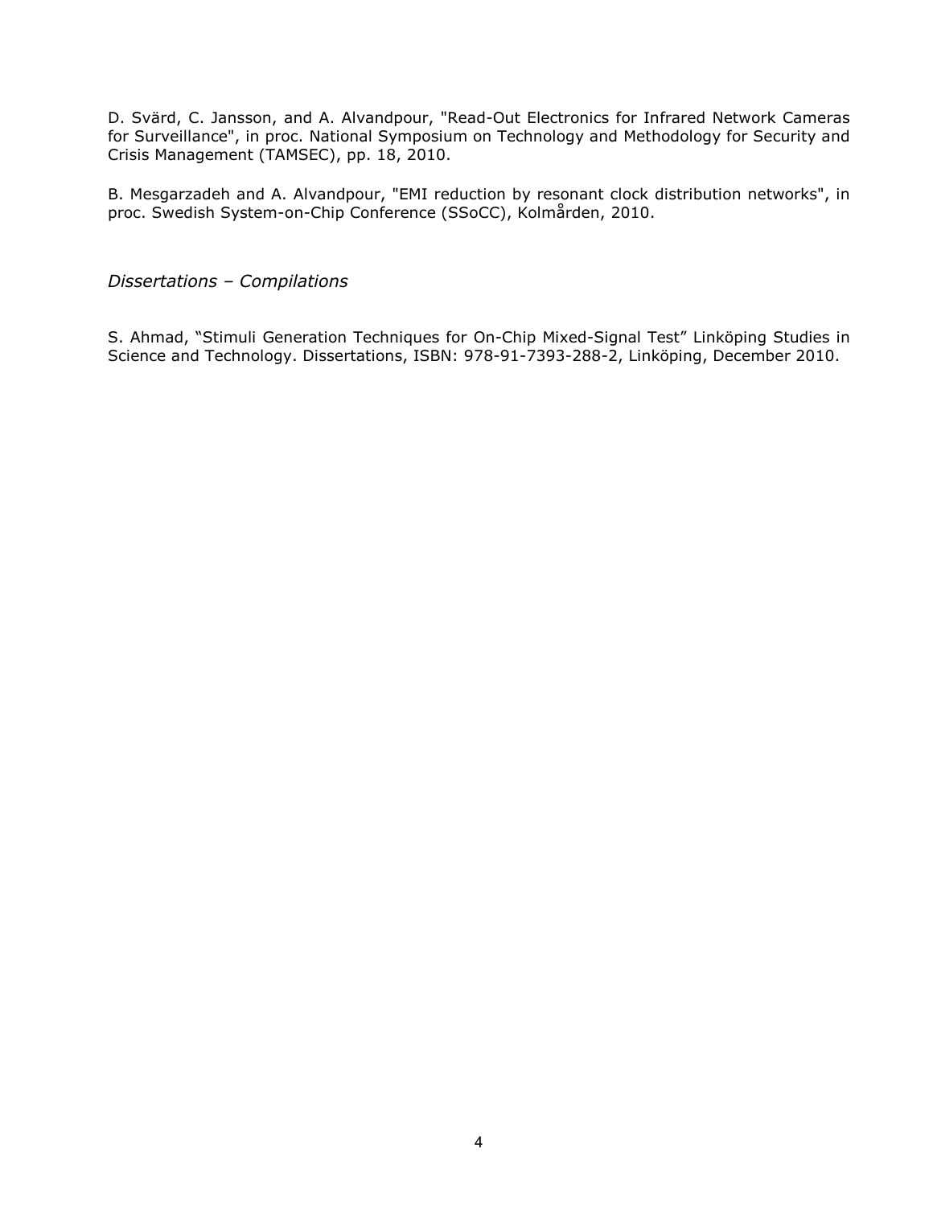D. Svärd, C. Jansson, and A. Alvandpour, "Read-Out Electronics for Infrared Network Cameras for Surveillance", in proc. National Symposium on Technology and Methodology for Security and Crisis Management (TAMSEC), pp. 18, 2010.

B. Mesgarzadeh and A. Alvandpour, "EMI reduction by resonant clock distribution networks", in proc. Swedish System-on-Chip Conference (SSoCC), Kolmården, 2010.

*Dissertations – Compilations*

S. Ahmad, "Stimuli Generation Techniques for On-Chip Mixed-Signal Test" Linköping Studies in Science and Technology. Dissertations, ISBN: 978-91-7393-288-2, Linköping, December 2010.